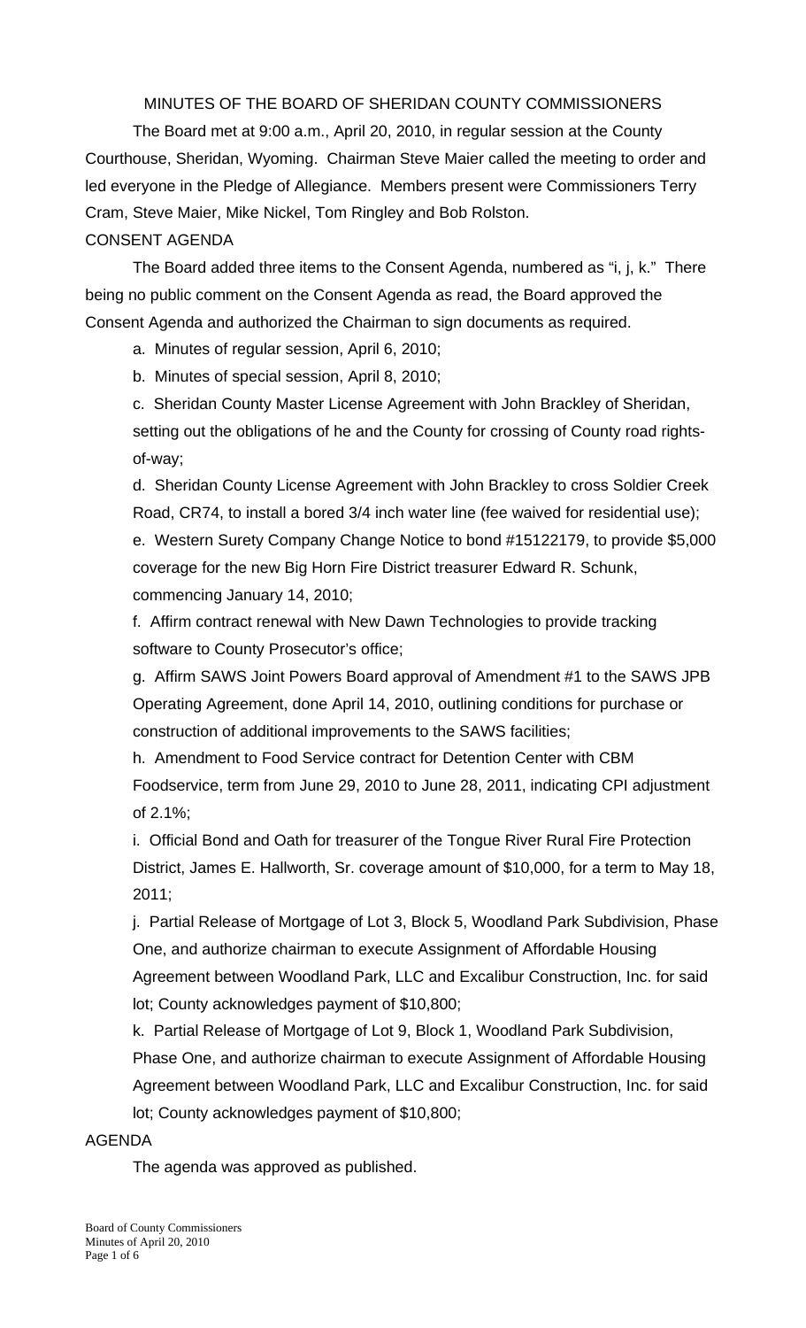# MINUTES OF THE BOARD OF SHERIDAN COUNTY COMMISSIONERS

The Board met at 9:00 a.m., April 20, 2010, in regular session at the County Courthouse, Sheridan, Wyoming. Chairman Steve Maier called the meeting to order and led everyone in the Pledge of Allegiance. Members present were Commissioners Terry Cram, Steve Maier, Mike Nickel, Tom Ringley and Bob Rolston.

## CONSENT AGENDA

The Board added three items to the Consent Agenda, numbered as "i, j, k." There being no public comment on the Consent Agenda as read, the Board approved the Consent Agenda and authorized the Chairman to sign documents as required.

a. Minutes of regular session, April 6, 2010;

b. Minutes of special session, April 8, 2010;

c. Sheridan County Master License Agreement with John Brackley of Sheridan, setting out the obligations of he and the County for crossing of County road rights-of-way;

d. Sheridan County License Agreement with John Brackley to cross Soldier Creek Road, CR74, to install a bored 3/4 inch water line (fee waived for residential use);

e. Western Surety Company Change Notice to bond #15122179, to provide $5,000 coverage for the new Big Horn Fire District treasurer Edward R. Schunk, commencing January 14, 2010;

f. Affirm contract renewal with New Dawn Technologies to provide tracking software to County Prosecutor's office;

g. Affirm SAWS Joint Powers Board approval of Amendment #1 to the SAWS JPB Operating Agreement, done April 14, 2010, outlining conditions for purchase or construction of additional improvements to the SAWS facilities;

h. Amendment to Food Service contract for Detention Center with CBM Foodservice, term from June 29, 2010 to June 28, 2011, indicating CPI adjustment of 2.1%;

i. Official Bond and Oath for treasurer of the Tongue River Rural Fire Protection District, James E. Hallworth, Sr. coverage amount of $10,000, for a term to May 18, 2011;

j. Partial Release of Mortgage of Lot 3, Block 5, Woodland Park Subdivision, Phase One, and authorize chairman to execute Assignment of Affordable Housing Agreement between Woodland Park, LLC and Excalibur Construction, Inc. for said lot; County acknowledges payment of $10,800;

k. Partial Release of Mortgage of Lot 9, Block 1, Woodland Park Subdivision, Phase One, and authorize chairman to execute Assignment of Affordable Housing Agreement between Woodland Park, LLC and Excalibur Construction, Inc. for said lot; County acknowledges payment of $10,800;

## AGENDA

The agenda was approved as published.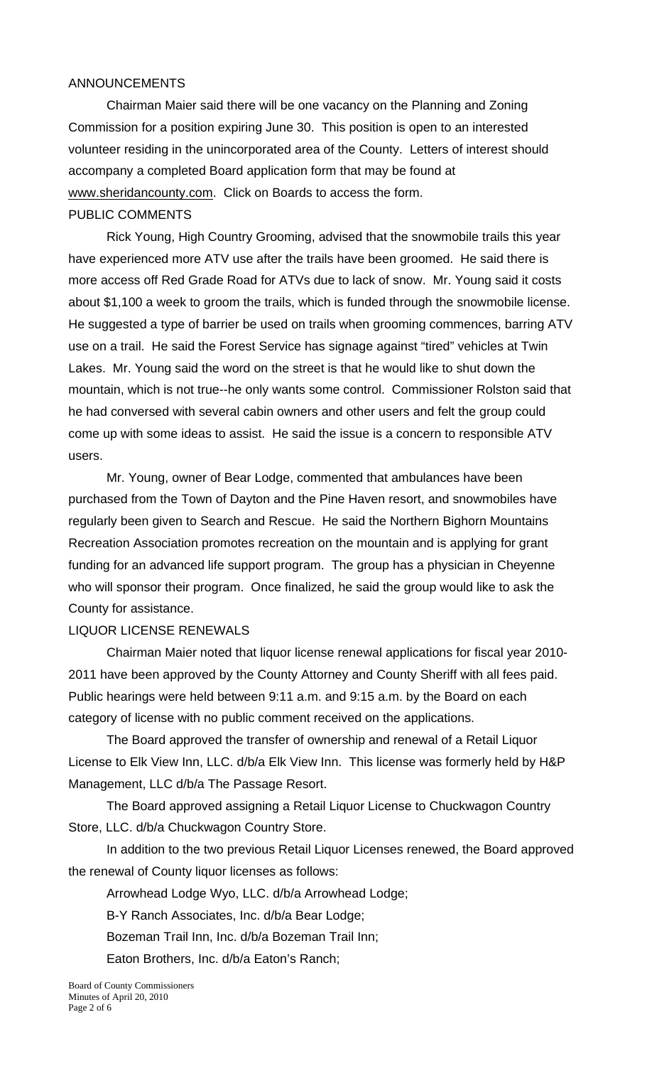## ANNOUNCEMENTS

Chairman Maier said there will be one vacancy on the Planning and Zoning Commission for a position expiring June 30. This position is open to an interested volunteer residing in the unincorporated area of the County. Letters of interest should accompany a completed Board application form that may be found at www.sheridancounty.com. Click on Boards to access the form.

## PUBLIC COMMENTS

Rick Young, High Country Grooming, advised that the snowmobile trails this year have experienced more ATV use after the trails have been groomed. He said there is more access off Red Grade Road for ATVs due to lack of snow. Mr. Young said it costs about $1,100 a week to groom the trails, which is funded through the snowmobile license. He suggested a type of barrier be used on trails when grooming commences, barring ATV use on a trail. He said the Forest Service has signage against "tired" vehicles at Twin Lakes. Mr. Young said the word on the street is that he would like to shut down the mountain, which is not true--he only wants some control. Commissioner Rolston said that he had conversed with several cabin owners and other users and felt the group could come up with some ideas to assist. He said the issue is a concern to responsible ATV users.

Mr. Young, owner of Bear Lodge, commented that ambulances have been purchased from the Town of Dayton and the Pine Haven resort, and snowmobiles have regularly been given to Search and Rescue. He said the Northern Bighorn Mountains Recreation Association promotes recreation on the mountain and is applying for grant funding for an advanced life support program. The group has a physician in Cheyenne who will sponsor their program. Once finalized, he said the group would like to ask the County for assistance.

## LIQUOR LICENSE RENEWALS

Chairman Maier noted that liquor license renewal applications for fiscal year 2010-2011 have been approved by the County Attorney and County Sheriff with all fees paid. Public hearings were held between 9:11 a.m. and 9:15 a.m. by the Board on each category of license with no public comment received on the applications.

The Board approved the transfer of ownership and renewal of a Retail Liquor License to Elk View Inn, LLC. d/b/a Elk View Inn. This license was formerly held by H&P Management, LLC d/b/a The Passage Resort.

The Board approved assigning a Retail Liquor License to Chuckwagon Country Store, LLC. d/b/a Chuckwagon Country Store.

In addition to the two previous Retail Liquor Licenses renewed, the Board approved the renewal of County liquor licenses as follows:

Arrowhead Lodge Wyo, LLC. d/b/a Arrowhead Lodge;

B-Y Ranch Associates, Inc. d/b/a Bear Lodge;

Bozeman Trail Inn, Inc. d/b/a Bozeman Trail Inn;

Eaton Brothers, Inc. d/b/a Eaton's Ranch;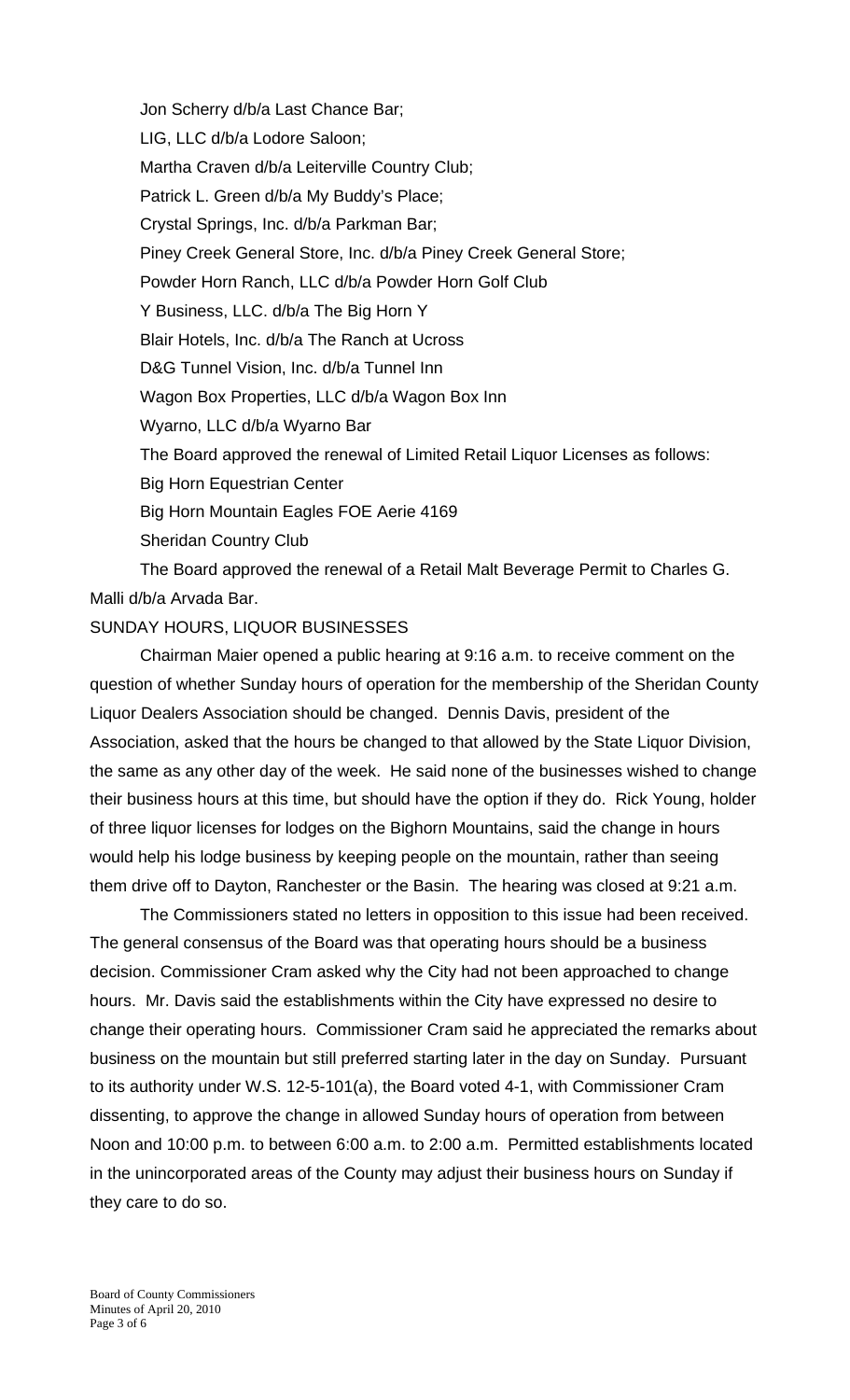Jon Scherry d/b/a Last Chance Bar;

LIG, LLC d/b/a Lodore Saloon;

Martha Craven d/b/a Leiterville Country Club;

Patrick L. Green d/b/a My Buddy's Place;

Crystal Springs, Inc. d/b/a Parkman Bar;

Piney Creek General Store, Inc. d/b/a Piney Creek General Store;

Powder Horn Ranch, LLC d/b/a Powder Horn Golf Club

Y Business, LLC. d/b/a The Big Horn Y

Blair Hotels, Inc. d/b/a The Ranch at Ucross

D&G Tunnel Vision, Inc. d/b/a Tunnel Inn

Wagon Box Properties, LLC d/b/a Wagon Box Inn

Wyarno, LLC d/b/a Wyarno Bar

The Board approved the renewal of Limited Retail Liquor Licenses as follows:

Big Horn Equestrian Center

Big Horn Mountain Eagles FOE Aerie 4169

Sheridan Country Club

The Board approved the renewal of a Retail Malt Beverage Permit to Charles G. Malli d/b/a Arvada Bar.

SUNDAY HOURS, LIQUOR BUSINESSES

Chairman Maier opened a public hearing at 9:16 a.m. to receive comment on the question of whether Sunday hours of operation for the membership of the Sheridan County Liquor Dealers Association should be changed. Dennis Davis, president of the Association, asked that the hours be changed to that allowed by the State Liquor Division, the same as any other day of the week. He said none of the businesses wished to change their business hours at this time, but should have the option if they do. Rick Young, holder of three liquor licenses for lodges on the Bighorn Mountains, said the change in hours would help his lodge business by keeping people on the mountain, rather than seeing them drive off to Dayton, Ranchester or the Basin. The hearing was closed at 9:21 a.m.

The Commissioners stated no letters in opposition to this issue had been received. The general consensus of the Board was that operating hours should be a business decision. Commissioner Cram asked why the City had not been approached to change hours. Mr. Davis said the establishments within the City have expressed no desire to change their operating hours. Commissioner Cram said he appreciated the remarks about business on the mountain but still preferred starting later in the day on Sunday. Pursuant to its authority under W.S. 12-5-101(a), the Board voted 4-1, with Commissioner Cram dissenting, to approve the change in allowed Sunday hours of operation from between Noon and 10:00 p.m. to between 6:00 a.m. to 2:00 a.m. Permitted establishments located in the unincorporated areas of the County may adjust their business hours on Sunday if they care to do so.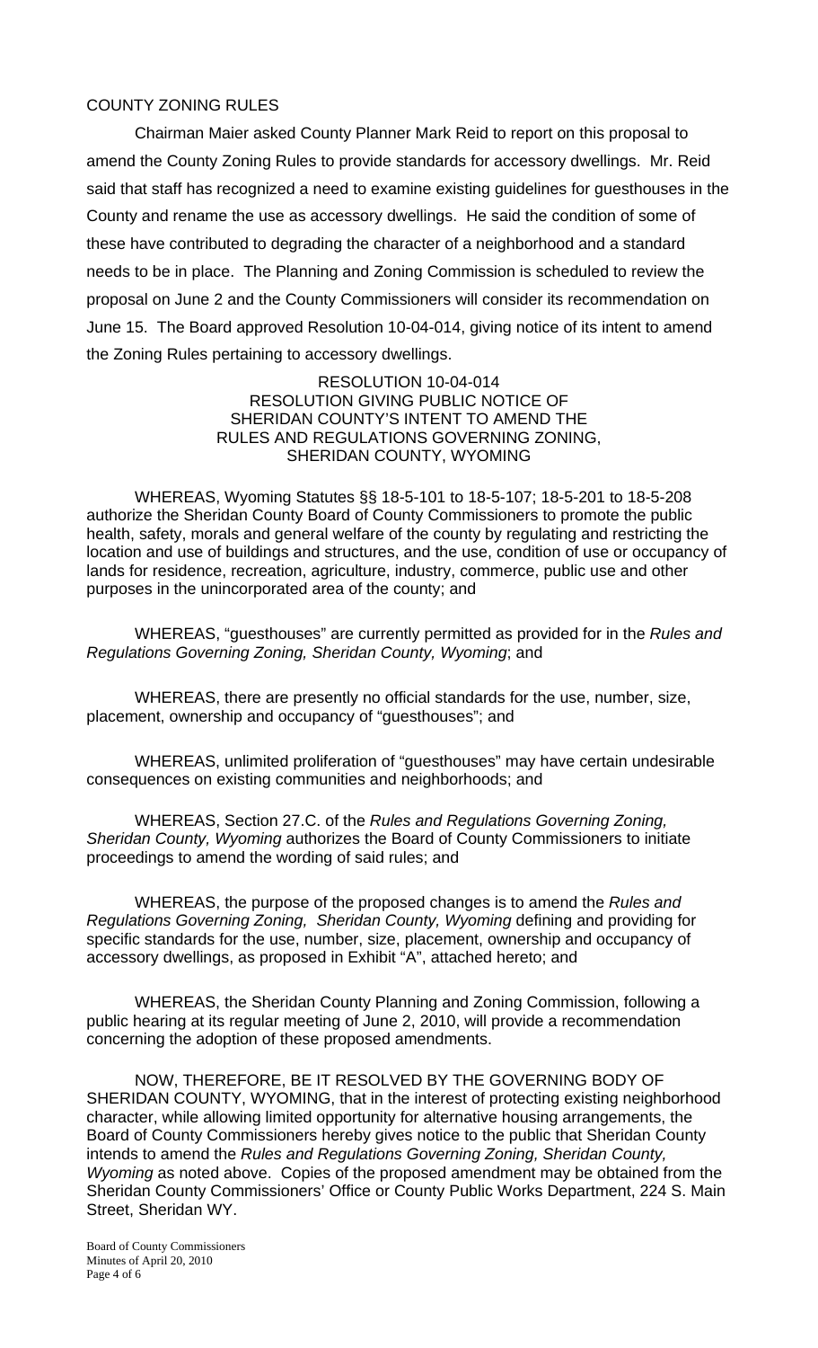COUNTY ZONING RULES

Chairman Maier asked County Planner Mark Reid to report on this proposal to amend the County Zoning Rules to provide standards for accessory dwellings. Mr. Reid said that staff has recognized a need to examine existing guidelines for guesthouses in the County and rename the use as accessory dwellings. He said the condition of some of these have contributed to degrading the character of a neighborhood and a standard needs to be in place. The Planning and Zoning Commission is scheduled to review the proposal on June 2 and the County Commissioners will consider its recommendation on June 15. The Board approved Resolution 10-04-014, giving notice of its intent to amend the Zoning Rules pertaining to accessory dwellings.

RESOLUTION 10-04-014
RESOLUTION GIVING PUBLIC NOTICE OF
SHERIDAN COUNTY'S INTENT TO AMEND THE
RULES AND REGULATIONS GOVERNING ZONING,
SHERIDAN COUNTY, WYOMING

WHEREAS, Wyoming Statutes §§ 18-5-101 to 18-5-107; 18-5-201 to 18-5-208 authorize the Sheridan County Board of County Commissioners to promote the public health, safety, morals and general welfare of the county by regulating and restricting the location and use of buildings and structures, and the use, condition of use or occupancy of lands for residence, recreation, agriculture, industry, commerce, public use and other purposes in the unincorporated area of the county; and

WHEREAS, "guesthouses" are currently permitted as provided for in the *Rules and Regulations Governing Zoning, Sheridan County, Wyoming*; and

WHEREAS, there are presently no official standards for the use, number, size, placement, ownership and occupancy of "guesthouses"; and

WHEREAS, unlimited proliferation of "guesthouses" may have certain undesirable consequences on existing communities and neighborhoods; and

WHEREAS, Section 27.C. of the *Rules and Regulations Governing Zoning, Sheridan County, Wyoming* authorizes the Board of County Commissioners to initiate proceedings to amend the wording of said rules; and

WHEREAS, the purpose of the proposed changes is to amend the *Rules and Regulations Governing Zoning, Sheridan County, Wyoming* defining and providing for specific standards for the use, number, size, placement, ownership and occupancy of accessory dwellings, as proposed in Exhibit "A", attached hereto; and

WHEREAS, the Sheridan County Planning and Zoning Commission, following a public hearing at its regular meeting of June 2, 2010, will provide a recommendation concerning the adoption of these proposed amendments.

NOW, THEREFORE, BE IT RESOLVED BY THE GOVERNING BODY OF SHERIDAN COUNTY, WYOMING, that in the interest of protecting existing neighborhood character, while allowing limited opportunity for alternative housing arrangements, the Board of County Commissioners hereby gives notice to the public that Sheridan County intends to amend the *Rules and Regulations Governing Zoning, Sheridan County, Wyoming* as noted above. Copies of the proposed amendment may be obtained from the Sheridan County Commissioners' Office or County Public Works Department, 224 S. Main Street, Sheridan WY.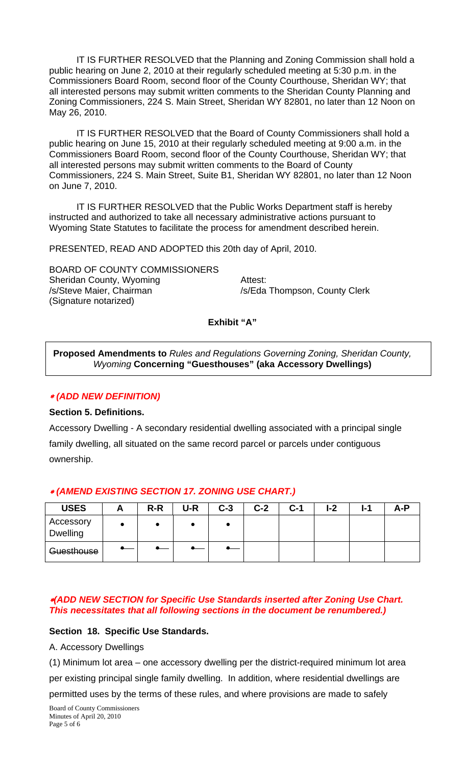IT IS FURTHER RESOLVED that the Planning and Zoning Commission shall hold a public hearing on June 2, 2010 at their regularly scheduled meeting at 5:30 p.m. in the Commissioners Board Room, second floor of the County Courthouse, Sheridan WY; that all interested persons may submit written comments to the Sheridan County Planning and Zoning Commissioners, 224 S. Main Street, Sheridan WY 82801, no later than 12 Noon on May 26, 2010.

IT IS FURTHER RESOLVED that the Board of County Commissioners shall hold a public hearing on June 15, 2010 at their regularly scheduled meeting at 9:00 a.m. in the Commissioners Board Room, second floor of the County Courthouse, Sheridan WY; that all interested persons may submit written comments to the Board of County Commissioners, 224 S. Main Street, Suite B1, Sheridan WY 82801, no later than 12 Noon on June 7, 2010.

IT IS FURTHER RESOLVED that the Public Works Department staff is hereby instructed and authorized to take all necessary administrative actions pursuant to Wyoming State Statutes to facilitate the process for amendment described herein.

PRESENTED, READ AND ADOPTED this 20th day of April, 2010.

BOARD OF COUNTY COMMISSIONERS
Sheridan County, Wyoming
/s/Steve Maier, Chairman
(Signature notarized)

Attest:
/s/Eda Thompson, County Clerk

**Exhibit "A"**

**Proposed Amendments to** *Rules and Regulations Governing Zoning, Sheridan County, Wyoming* **Concerning "Guesthouses" (aka Accessory Dwellings)**

***(ADD NEW DEFINITION)***

**Section 5. Definitions.**

Accessory Dwelling - A secondary residential dwelling associated with a principal single family dwelling, all situated on the same record parcel or parcels under contiguous ownership.

***(AMEND EXISTING SECTION 17. ZONING USE CHART.)***

| USES | A | R-R | U-R | C-3 | C-2 | C-1 | I-2 | I-1 | A-P |
|---|---|---|---|---|---|---|---|---|---|
| Accessory Dwelling | • | • | • | • | | | | | |
| ~~Guesthouse~~ | ~~•~~ | ~~•~~ | ~~•~~ | ~~•~~ | | | | | |

***(ADD NEW SECTION for Specific Use Standards inserted after Zoning Use Chart. This necessitates that all following sections in the document be renumbered.)***

**Section 18. Specific Use Standards.**

A. Accessory Dwellings

(1) Minimum lot area – one accessory dwelling per the district-required minimum lot area per existing principal single family dwelling. In addition, where residential dwellings are permitted uses by the terms of these rules, and where provisions are made to safely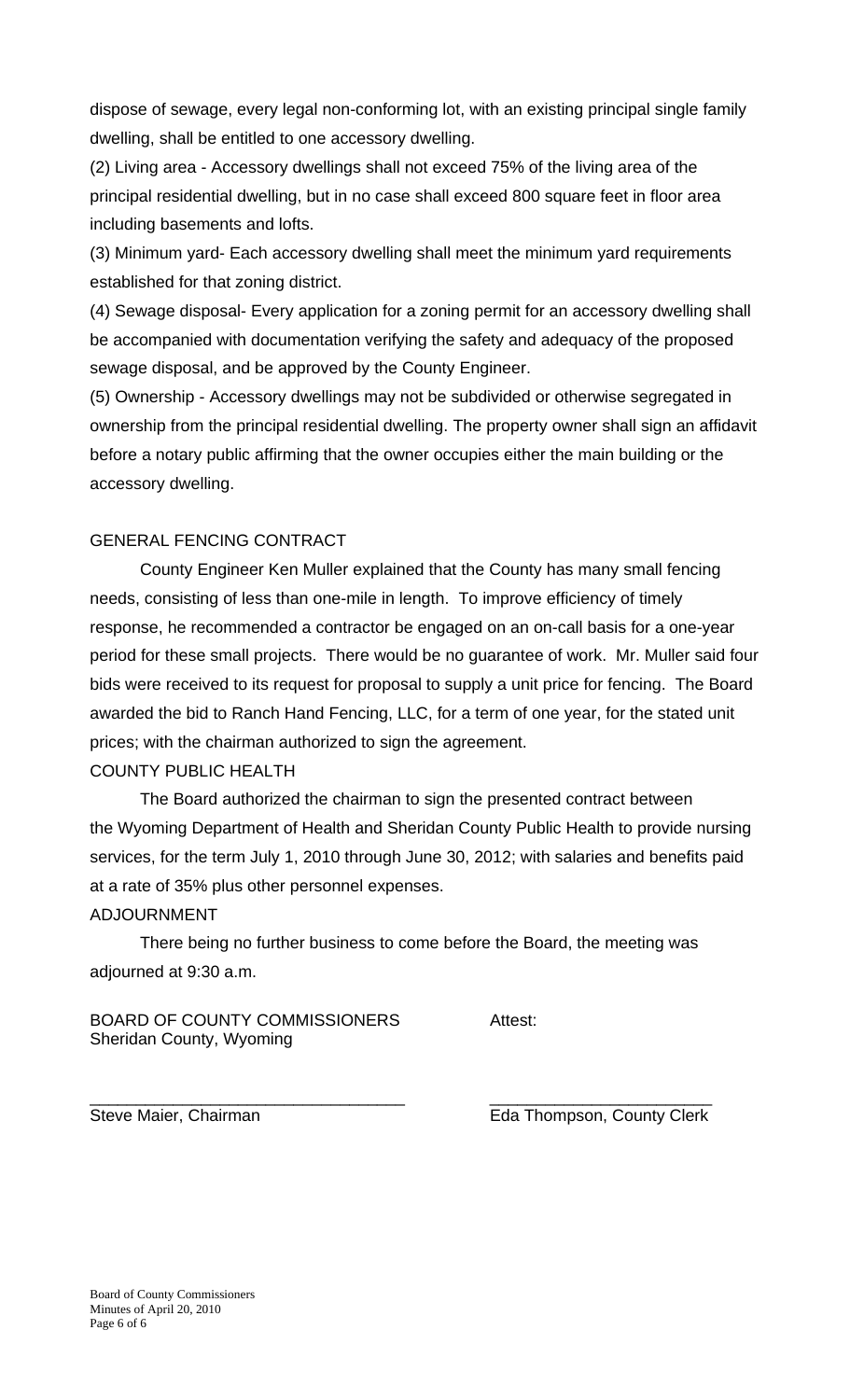dispose of sewage, every legal non-conforming lot, with an existing principal single family dwelling, shall be entitled to one accessory dwelling.

(2) Living area - Accessory dwellings shall not exceed 75% of the living area of the principal residential dwelling, but in no case shall exceed 800 square feet in floor area including basements and lofts.

(3) Minimum yard- Each accessory dwelling shall meet the minimum yard requirements established for that zoning district.

(4) Sewage disposal- Every application for a zoning permit for an accessory dwelling shall be accompanied with documentation verifying the safety and adequacy of the proposed sewage disposal, and be approved by the County Engineer.

(5) Ownership - Accessory dwellings may not be subdivided or otherwise segregated in ownership from the principal residential dwelling. The property owner shall sign an affidavit before a notary public affirming that the owner occupies either the main building or the accessory dwelling.

GENERAL FENCING CONTRACT

County Engineer Ken Muller explained that the County has many small fencing needs, consisting of less than one-mile in length. To improve efficiency of timely response, he recommended a contractor be engaged on an on-call basis for a one-year period for these small projects. There would be no guarantee of work. Mr. Muller said four bids were received to its request for proposal to supply a unit price for fencing. The Board awarded the bid to Ranch Hand Fencing, LLC, for a term of one year, for the stated unit prices; with the chairman authorized to sign the agreement.

COUNTY PUBLIC HEALTH

The Board authorized the chairman to sign the presented contract between the Wyoming Department of Health and Sheridan County Public Health to provide nursing services, for the term July 1, 2010 through June 30, 2012; with salaries and benefits paid at a rate of 35% plus other personnel expenses.

ADJOURNMENT

There being no further business to come before the Board, the meeting was adjourned at 9:30 a.m.

BOARD OF COUNTY COMMISSIONERS
Sheridan County, Wyoming

Attest:

\_\_\_\_\_\_\_\_\_\_\_\_\_\_\_\_\_\_\_\_\_\_\_\_\_\_\_\_\_\_\_\_\_\_
Steve Maier, Chairman

\_\_\_\_\_\_\_\_\_\_\_\_\_\_\_\_\_\_\_\_\_\_\_\_
Eda Thompson, County Clerk